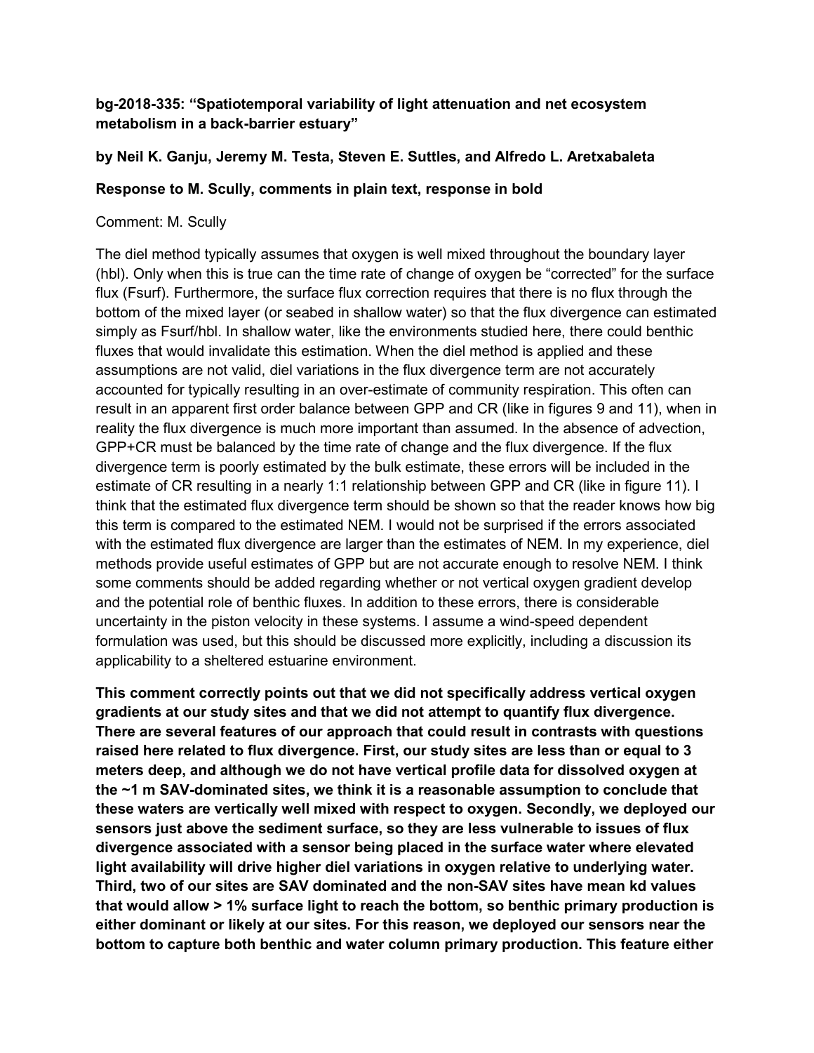**bg-2018-335: "Spatiotemporal variability of light attenuation and net ecosystem metabolism in a back-barrier estuary"**

**by Neil K. Ganju, Jeremy M. Testa, Steven E. Suttles, and Alfredo L. Aretxabaleta**

**Response to M. Scully, comments in plain text, response in bold**

Comment: M. Scully

The diel method typically assumes that oxygen is well mixed throughout the boundary layer (hbl). Only when this is true can the time rate of change of oxygen be "corrected" for the surface flux (Fsurf). Furthermore, the surface flux correction requires that there is no flux through the bottom of the mixed layer (or seabed in shallow water) so that the flux divergence can estimated simply as Fsurf/hbl. In shallow water, like the environments studied here, there could benthic fluxes that would invalidate this estimation. When the diel method is applied and these assumptions are not valid, diel variations in the flux divergence term are not accurately accounted for typically resulting in an over-estimate of community respiration. This often can result in an apparent first order balance between GPP and CR (like in figures 9 and 11), when in reality the flux divergence is much more important than assumed. In the absence of advection, GPP+CR must be balanced by the time rate of change and the flux divergence. If the flux divergence term is poorly estimated by the bulk estimate, these errors will be included in the estimate of CR resulting in a nearly 1:1 relationship between GPP and CR (like in figure 11). I think that the estimated flux divergence term should be shown so that the reader knows how big this term is compared to the estimated NEM. I would not be surprised if the errors associated with the estimated flux divergence are larger than the estimates of NEM. In my experience, diel methods provide useful estimates of GPP but are not accurate enough to resolve NEM. I think some comments should be added regarding whether or not vertical oxygen gradient develop and the potential role of benthic fluxes. In addition to these errors, there is considerable uncertainty in the piston velocity in these systems. I assume a wind-speed dependent formulation was used, but this should be discussed more explicitly, including a discussion its applicability to a sheltered estuarine environment.

**This comment correctly points out that we did not specifically address vertical oxygen gradients at our study sites and that we did not attempt to quantify flux divergence. There are several features of our approach that could result in contrasts with questions raised here related to flux divergence. First, our study sites are less than or equal to 3 meters deep, and although we do not have vertical profile data for dissolved oxygen at the ~1 m SAV-dominated sites, we think it is a reasonable assumption to conclude that these waters are vertically well mixed with respect to oxygen. Secondly, we deployed our sensors just above the sediment surface, so they are less vulnerable to issues of flux divergence associated with a sensor being placed in the surface water where elevated light availability will drive higher diel variations in oxygen relative to underlying water. Third, two of our sites are SAV dominated and the non-SAV sites have mean kd values that would allow > 1% surface light to reach the bottom, so benthic primary production is either dominant or likely at our sites. For this reason, we deployed our sensors near the bottom to capture both benthic and water column primary production. This feature either**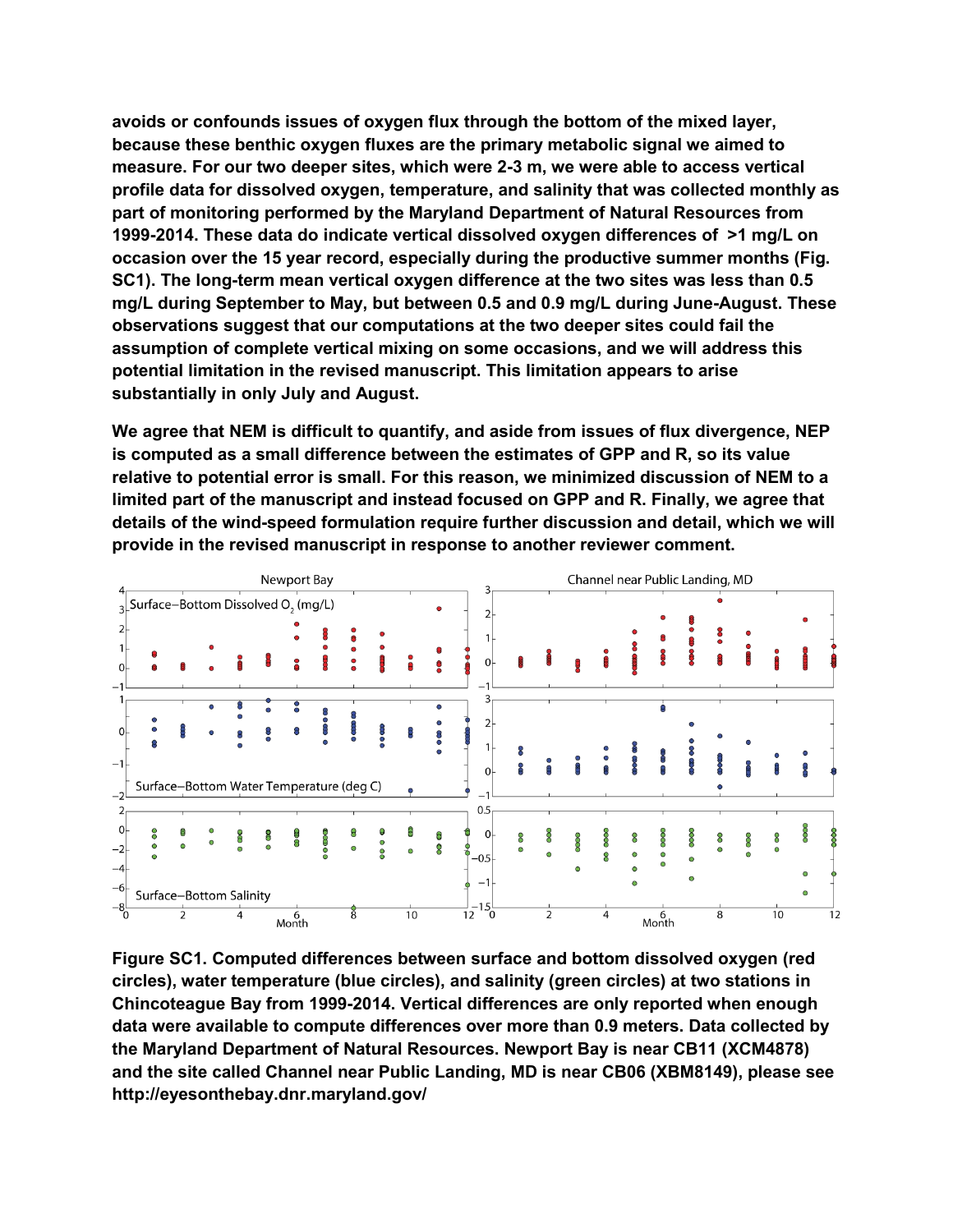**avoids or confounds issues of oxygen flux through the bottom of the mixed layer, because these benthic oxygen fluxes are the primary metabolic signal we aimed to measure. For our two deeper sites, which were 2-3 m, we were able to access vertical profile data for dissolved oxygen, temperature, and salinity that was collected monthly as part of monitoring performed by the Maryland Department of Natural Resources from 1999-2014. These data do indicate vertical dissolved oxygen differences of >1 mg/L on occasion over the 15 year record, especially during the productive summer months (Fig. SC1). The long-term mean vertical oxygen difference at the two sites was less than 0.5 mg/L during September to May, but between 0.5 and 0.9 mg/L during June-August. These observations suggest that our computations at the two deeper sites could fail the assumption of complete vertical mixing on some occasions, and we will address this potential limitation in the revised manuscript. This limitation appears to arise substantially in only July and August.**

**We agree that NEM is difficult to quantify, and aside from issues of flux divergence, NEP is computed as a small difference between the estimates of GPP and R, so its value relative to potential error is small. For this reason, we minimized discussion of NEM to a limited part of the manuscript and instead focused on GPP and R. Finally, we agree that details of the wind-speed formulation require further discussion and detail, which we will provide in the revised manuscript in response to another reviewer comment.**

Newport Bay

Channel near Public Landing, MD

Surface–Bottom Dissolved $O_2$ (mg/L)

Surface–Bottom Water Temperature (deg C)

Surface–Bottom Salinity

Month

**Figure SC1. Computed differences between surface and bottom dissolved oxygen (red circles), water temperature (blue circles), and salinity (green circles) at two stations in Chincoteague Bay from 1999-2014. Vertical differences are only reported when enough data were available to compute differences over more than 0.9 meters. Data collected by the Maryland Department of Natural Resources. Newport Bay is near CB11 (XCM4878) and the site called Channel near Public Landing, MD is near CB06 (XBM8149), please see http://eyesonthebay.dnr.maryland.gov/**